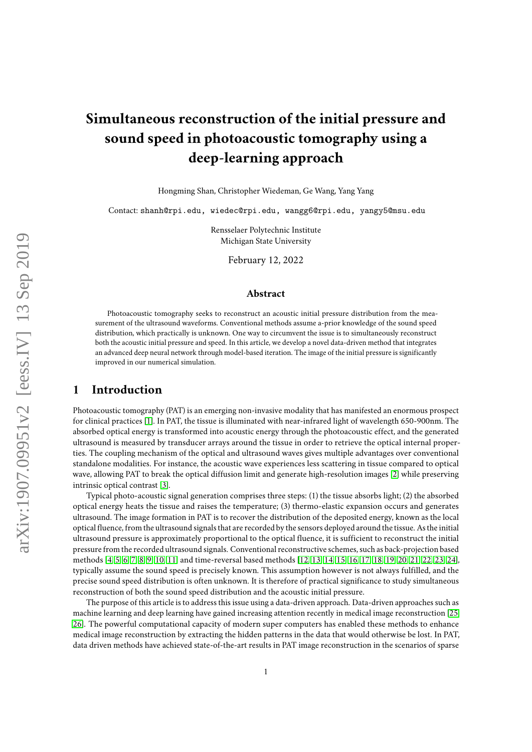# Simultaneous reconstruction of the initial pressure and sound speed in photoacoustic tomography using a deep-learning approach

Hongming Shan, Christopher Wiedeman, Ge Wang, Yang Yang

Contact: shanh@rpi.edu, wiedec@rpi.edu, wangg6@rpi.edu, yangy5@msu.edu

Rensselaer Polytechnic Institute
Michigan State University

February 12, 2022

## Abstract

Photoacoustic tomography seeks to reconstruct an acoustic initial pressure distribution from the measurement of the ultrasound waveforms. Conventional methods assume a-prior knowledge of the sound speed distribution, which practically is unknown. One way to circumvent the issue is to simultaneously reconstruct both the acoustic initial pressure and speed. In this article, we develop a novel data-driven method that integrates an advanced deep neural network through model-based iteration. The image of the initial pressure is significantly improved in our numerical simulation.

## 1 Introduction

Photoacoustic tomography (PAT) is an emerging non-invasive modality that has manifested an enormous prospect for clinical practices [1]. In PAT, the tissue is illuminated with near-infrared light of wavelength 650-900nm. The absorbed optical energy is transformed into acoustic energy through the photoacoustic effect, and the generated ultrasound is measured by transducer arrays around the tissue in order to retrieve the optical internal properties. The coupling mechanism of the optical and ultrasound waves gives multiple advantages over conventional standalone modalities. For instance, the acoustic wave experiences less scattering in tissue compared to optical wave, allowing PAT to break the optical diffusion limit and generate high-resolution images [2] while preserving intrinsic optical contrast [3].

Typical photo-acoustic signal generation comprises three steps: (1) the tissue absorbs light; (2) the absorbed optical energy heats the tissue and raises the temperature; (3) thermo-elastic expansion occurs and generates ultrasound. The image formation in PAT is to recover the distribution of the deposited energy, known as the local optical fluence, from the ultrasound signals that are recorded by the sensors deployed around the tissue. As the initial ultrasound pressure is approximately proportional to the optical fluence, it is sufficient to reconstruct the initial pressure from the recorded ultrasound signals. Conventional reconstructive schemes, such as back-projection based methods [4, 5, 6, 7, 8, 9, 10, 11] and time-reversal based methods [12, 13, 14, 15, 16, 17, 18, 19, 20, 21, 22, 23, 24], typically assume the sound speed is precisely known. This assumption however is not always fulfilled, and the precise sound speed distribution is often unknown. It is therefore of practical significance to study simultaneous reconstruction of both the sound speed distribution and the acoustic initial pressure.

The purpose of this article is to address this issue using a data-driven approach. Data-driven approaches such as machine learning and deep learning have gained increasing attention recently in medical image reconstruction [25, 26]. The powerful computational capacity of modern super computers has enabled these methods to enhance medical image reconstruction by extracting the hidden patterns in the data that would otherwise be lost. In PAT, data driven methods have achieved state-of-the-art results in PAT image reconstruction in the scenarios of sparse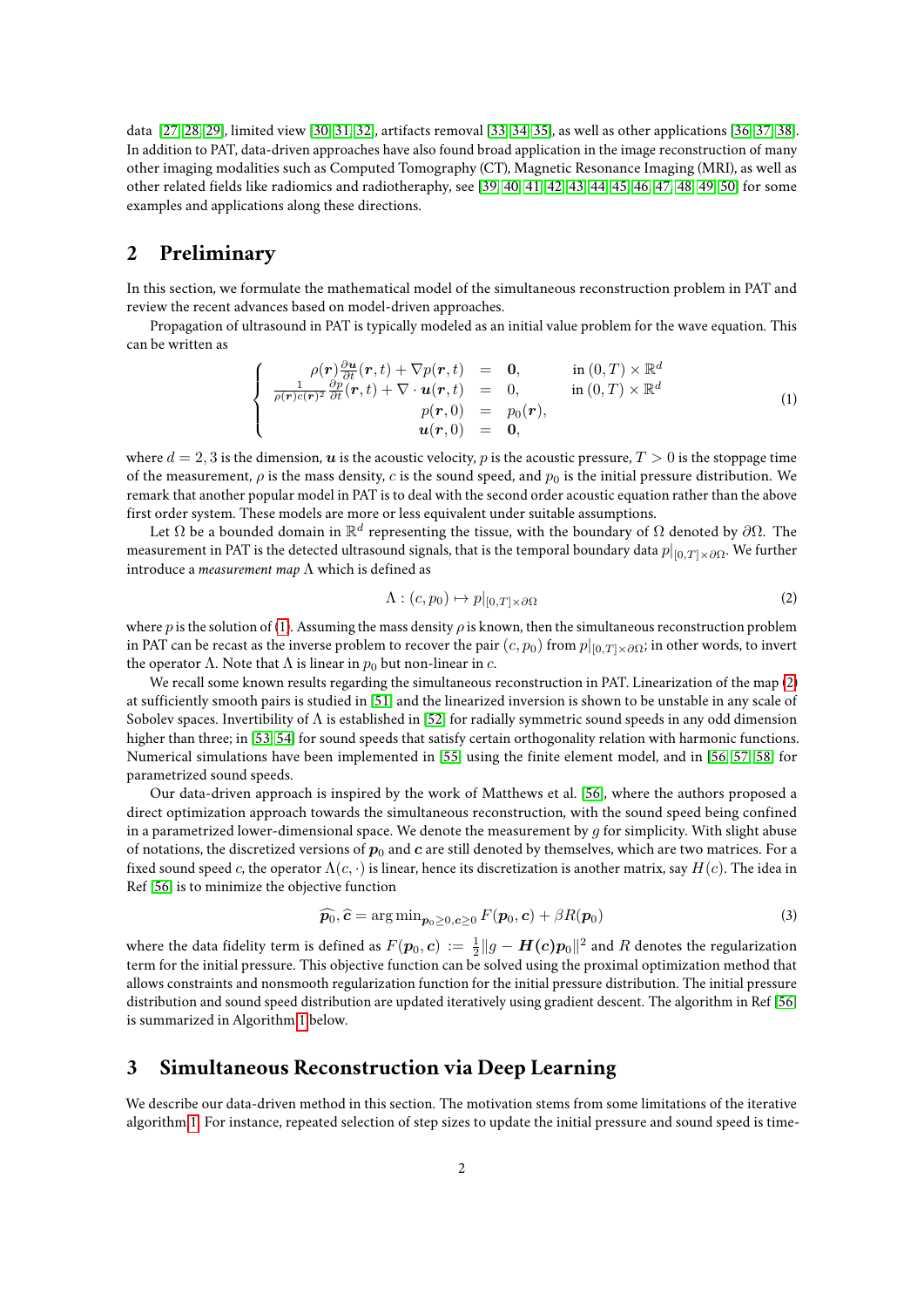data [27, 28, 29], limited view [30, 31, 32], artifacts removal [33, 34, 35], as well as other applications [36, 37, 38]. In addition to PAT, data-driven approaches have also found broad application in the image reconstruction of many other imaging modalities such as Computed Tomography (CT), Magnetic Resonance Imaging (MRI), as well as other related fields like radiomics and radiotheraphy, see [39, 40, 41, 42, 43, 44, 45, 46, 47, 48, 49, 50] for some examples and applications along these directions.

## 2 Preliminary

In this section, we formulate the mathematical model of the simultaneous reconstruction problem in PAT and review the recent advances based on model-driven approaches.

Propagation of ultrasound in PAT is typically modeled as an initial value problem for the wave equation. This can be written as

$$
\left\{
\begin{array}{rcll}
\rho(\boldsymbol{r})\frac{\partial \boldsymbol{u}}{\partial t}(\boldsymbol{r},t) + \nabla p(\boldsymbol{r},t) & = & \boldsymbol{0}, & \text{in } (0,T)\times\mathbb{R}^d \\
\frac{1}{\rho(\boldsymbol{r})c(\boldsymbol{r})^2}\frac{\partial p}{\partial t}(\boldsymbol{r},t) + \nabla\cdot\boldsymbol{u}(\boldsymbol{r},t) & = & 0, & \text{in } (0,T)\times\mathbb{R}^d \\
p(\boldsymbol{r},0) & = & p_0(\boldsymbol{r}), & \\
\boldsymbol{u}(\boldsymbol{r},0) & = & \boldsymbol{0}, &
\end{array}
\right.
\tag{1}
$$

where $d = 2, 3$ is the dimension, $\boldsymbol{u}$ is the acoustic velocity, $p$ is the acoustic pressure, $T > 0$ is the stoppage time of the measurement, $\rho$ is the mass density, $c$ is the sound speed, and $p_0$ is the initial pressure distribution. We remark that another popular model in PAT is to deal with the second order acoustic equation rather than the above first order system. These models are more or less equivalent under suitable assumptions.

Let $\Omega$ be a bounded domain in $\mathbb{R}^d$ representing the tissue, with the boundary of $\Omega$ denoted by $\partial\Omega$. The measurement in PAT is the detected ultrasound signals, that is the temporal boundary data $p|_{[0,T]\times\partial\Omega}$. We further introduce a *measurement map* $\Lambda$ which is defined as

$$
\Lambda : (c, p_0) \mapsto p|_{[0,T]\times\partial\Omega}
\tag{2}
$$

where $p$ is the solution of (1). Assuming the mass density $\rho$ is known, then the simultaneous reconstruction problem in PAT can be recast as the inverse problem to recover the pair $(c, p_0)$ from $p|_{[0,T]\times\partial\Omega}$; in other words, to invert the operator $\Lambda$. Note that $\Lambda$ is linear in $p_0$ but non-linear in $c$.

We recall some known results regarding the simultaneous reconstruction in PAT. Linearization of the map (2) at sufficiently smooth pairs is studied in [51] and the linearized inversion is shown to be unstable in any scale of Sobolev spaces. Invertibility of $\Lambda$ is established in [52] for radially symmetric sound speeds in any odd dimension higher than three; in [53, 54] for sound speeds that satisfy certain orthogonality relation with harmonic functions. Numerical simulations have been implemented in [55] using the finite element model, and in [56, 57, 58] for parametrized sound speeds.

Our data-driven approach is inspired by the work of Matthews et al. [56], where the authors proposed a direct optimization approach towards the simultaneous reconstruction, with the sound speed being confined in a parametrized lower-dimensional space. We denote the measurement by $g$ for simplicity. With slight abuse of notations, the discretized versions of $\boldsymbol{p}_0$ and $\boldsymbol{c}$ are still denoted by themselves, which are two matrices. For a fixed sound speed $c$, the operator $\Lambda(c, \cdot)$ is linear, hence its discretization is another matrix, say $H(c)$. The idea in Ref [56] is to minimize the objective function

$$
\widehat{\boldsymbol{p}_0}, \widehat{\boldsymbol{c}} = \arg\min_{\boldsymbol{p}_0 \geq 0, \boldsymbol{c} \geq 0} F(\boldsymbol{p}_0, \boldsymbol{c}) + \beta R(\boldsymbol{p}_0)
\tag{3}
$$

where the data fidelity term is defined as $F(\boldsymbol{p}_0, \boldsymbol{c}) := \frac{1}{2}\|g - \boldsymbol{H}(\boldsymbol{c})\boldsymbol{p}_0\|^2$ and $R$ denotes the regularization term for the initial pressure. This objective function can be solved using the proximal optimization method that allows constraints and nonsmooth regularization function for the initial pressure distribution. The initial pressure distribution and sound speed distribution are updated iteratively using gradient descent. The algorithm in Ref [56] is summarized in Algorithm 1 below.

## 3 Simultaneous Reconstruction via Deep Learning

We describe our data-driven method in this section. The motivation stems from some limitations of the iterative algorithm 1. For instance, repeated selection of step sizes to update the initial pressure and sound speed is time-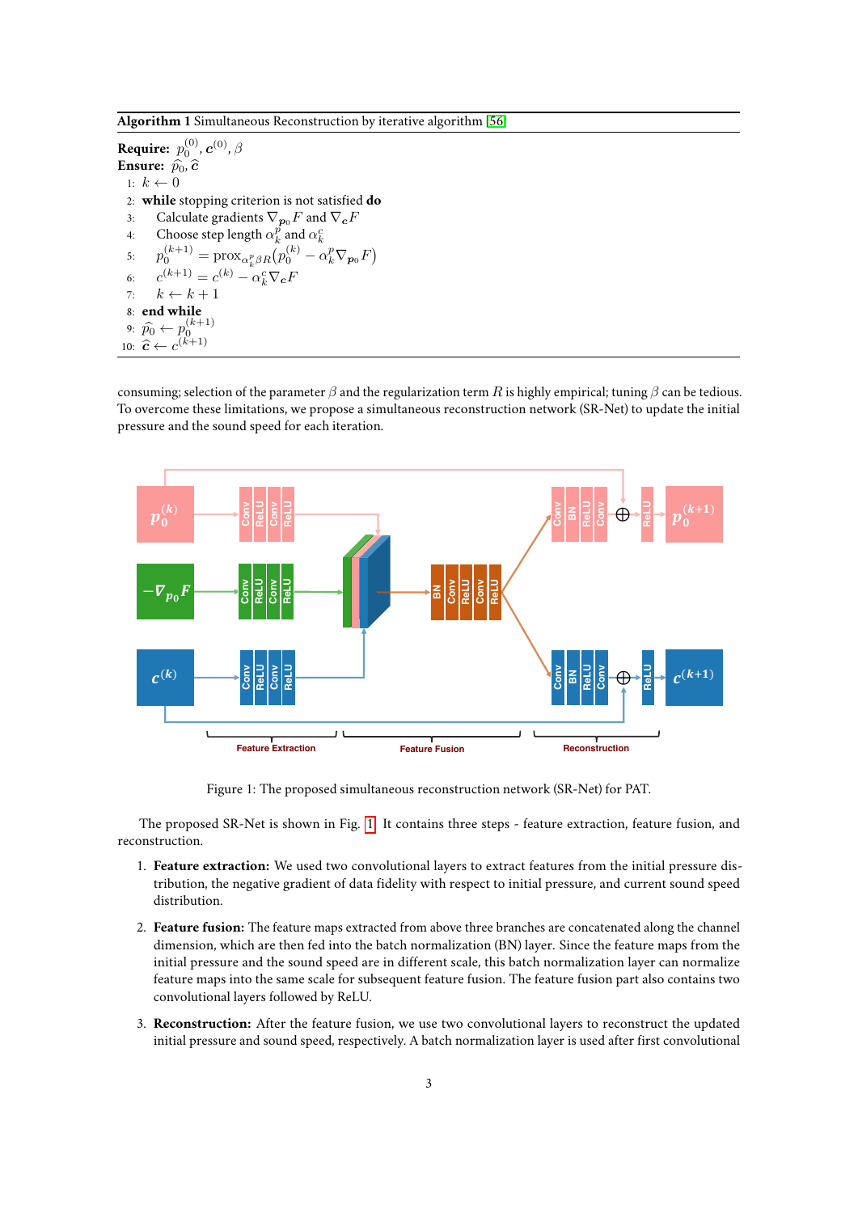**Algorithm 1** Simultaneous Reconstruction by iterative algorithm [56]

**Require:** $p_0^{(0)}, \boldsymbol{c}^{(0)}, \beta$
**Ensure:** $\widehat{p}_0, \widehat{\boldsymbol{c}}$

1: $k \leftarrow 0$
2: **while** stopping criterion is not satisfied **do**
3: Calculate gradients $\nabla_{\boldsymbol{p}_0} F$ and $\nabla_{\boldsymbol{c}} F$
4: Choose step length $\alpha_k^p$ and $\alpha_k^c$
5: $p_0^{(k+1)} = \text{prox}_{\alpha_k^p \beta R}(p_0^{(k)} - \alpha_k^p \nabla_{\boldsymbol{p}_0} F)$
6: $c^{(k+1)} = c^{(k)} - \alpha_k^c \nabla_{\boldsymbol{c}} F$
7: $k \leftarrow k+1$
8: **end while**
9: $\widehat{p}_0 \leftarrow p_0^{(k+1)}$
10: $\widehat{\boldsymbol{c}} \leftarrow c^{(k+1)}$

consuming; selection of the parameter $\beta$ and the regularization term $R$ is highly empirical; tuning $\beta$ can be tedious. To overcome these limitations, we propose a simultaneous reconstruction network (SR-Net) to update the initial pressure and the sound speed for each iteration.

$p_0^{(k)}$
$-\nabla_{p_0} F$
$c^{(k)}$
Conv ReLU Conv ReLU
Conv ReLU Conv ReLU
Conv ReLU Conv ReLU
BN Conv ReLU Conv ReLU
Conv BN ReLU Conv
ReLU
$p_0^{(k+1)}$
Conv BN ReLU Conv
ReLU
$c^{(k+1)}$
Feature Extraction
Feature Fusion
Reconstruction

Figure 1: The proposed simultaneous reconstruction network (SR-Net) for PAT.

The proposed SR-Net is shown in Fig. 1. It contains three steps - feature extraction, feature fusion, and reconstruction.

1. **Feature extraction:** We used two convolutional layers to extract features from the initial pressure distribution, the negative gradient of data fidelity with respect to initial pressure, and current sound speed distribution.

2. **Feature fusion:** The feature maps extracted from above three branches are concatenated along the channel dimension, which are then fed into the batch normalization (BN) layer. Since the feature maps from the initial pressure and the sound speed are in different scale, this batch normalization layer can normalize feature maps into the same scale for subsequent feature fusion. The feature fusion part also contains two convolutional layers followed by ReLU.

3. **Reconstruction:** After the feature fusion, we use two convolutional layers to reconstruct the updated initial pressure and sound speed, respectively. A batch normalization layer is used after first convolutional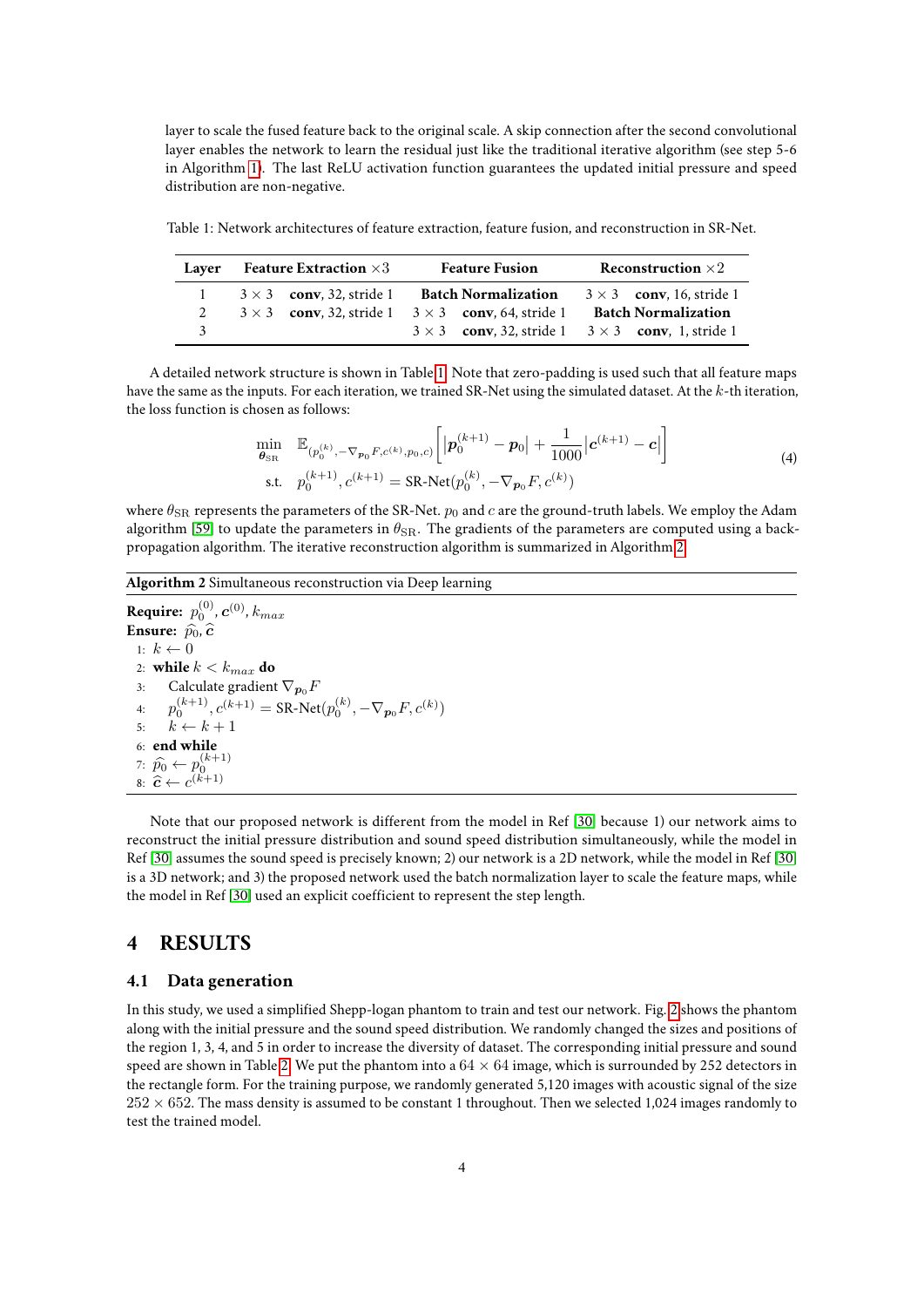layer to scale the fused feature back to the original scale. A skip connection after the second convolutional layer enables the network to learn the residual just like the traditional iterative algorithm (see step 5-6 in Algorithm 1). The last ReLU activation function guarantees the updated initial pressure and speed distribution are non-negative.

Table 1: Network architectures of feature extraction, feature fusion, and reconstruction in SR-Net.

| Layer | Feature Extraction $\times 3$ | Feature Fusion | Reconstruction $\times 2$ |
|---|---|---|---|
| 1 | $3 \times 3$ **conv**, 32, stride 1 | **Batch Normalization** | $3 \times 3$ **conv**, 16, stride 1 |
| 2 | $3 \times 3$ **conv**, 32, stride 1 | $3 \times 3$ **conv**, 64, stride 1 | **Batch Normalization** |
| 3 | | $3 \times 3$ **conv**, 32, stride 1 | $3 \times 3$ **conv**, 1, stride 1 |

A detailed network structure is shown in Table 1. Note that zero-padding is used such that all feature maps have the same as the inputs. For each iteration, we trained SR-Net using the simulated dataset. At the $k$-th iteration, the loss function is chosen as follows:

$$
\begin{aligned}
\min_{\boldsymbol{\theta}_{\mathrm{SR}}} \quad & \mathbb{E}_{(p_0^{(k)}, -\nabla_{\boldsymbol{p}_0} F, c^{(k)}, p_0, c)} \left[ \left| \boldsymbol{p}_0^{(k+1)} - \boldsymbol{p}_0 \right| + \frac{1}{1000} \left| \boldsymbol{c}^{(k+1)} - \boldsymbol{c} \right| \right] \\
\text{s.t.} \quad & p_0^{(k+1)}, c^{(k+1)} = \text{SR-Net}(p_0^{(k)}, -\nabla_{\boldsymbol{p}_0} F, c^{(k)})
\end{aligned}
\tag{4}
$$

where $\theta_{\mathrm{SR}}$ represents the parameters of the SR-Net. $p_0$ and $c$ are the ground-truth labels. We employ the Adam algorithm [59] to update the parameters in $\theta_{\mathrm{SR}}$. The gradients of the parameters are computed using a back-propagation algorithm. The iterative reconstruction algorithm is summarized in Algorithm 2.

---

**Algorithm 2** Simultaneous reconstruction via Deep learning

---

**Require:** $p_0^{(0)}$, $\boldsymbol{c}^{(0)}$, $k_{max}$
**Ensure:** $\widehat{p}_0$, $\widehat{\boldsymbol{c}}$

1: $k \leftarrow 0$
2: **while** $k < k_{max}$ **do**
3: &nbsp;&nbsp;&nbsp;&nbsp;Calculate gradient $\nabla_{\boldsymbol{p}_0} F$
4: &nbsp;&nbsp;&nbsp;&nbsp;$p_0^{(k+1)}, c^{(k+1)} = \text{SR-Net}(p_0^{(k)}, -\nabla_{\boldsymbol{p}_0} F, c^{(k)})$
5: &nbsp;&nbsp;&nbsp;&nbsp;$k \leftarrow k + 1$
6: **end while**
7: $\widehat{p}_0 \leftarrow p_0^{(k+1)}$
8: $\widehat{\boldsymbol{c}} \leftarrow c^{(k+1)}$

---

Note that our proposed network is different from the model in Ref [30] because 1) our network aims to reconstruct the initial pressure distribution and sound speed distribution simultaneously, while the model in Ref [30] assumes the sound speed is precisely known; 2) our network is a 2D network, while the model in Ref [30] is a 3D network; and 3) the proposed network used the batch normalization layer to scale the feature maps, while the model in Ref [30] used an explicit coefficient to represent the step length.

# 4 RESULTS

## 4.1 Data generation

In this study, we used a simplified Shepp-logan phantom to train and test our network. Fig. 2 shows the phantom along with the initial pressure and the sound speed distribution. We randomly changed the sizes and positions of the region 1, 3, 4, and 5 in order to increase the diversity of dataset. The corresponding initial pressure and sound speed are shown in Table 2. We put the phantom into a $64 \times 64$ image, which is surrounded by 252 detectors in the rectangle form. For the training purpose, we randomly generated 5,120 images with acoustic signal of the size $252 \times 652$. The mass density is assumed to be constant 1 throughout. Then we selected 1,024 images randomly to test the trained model.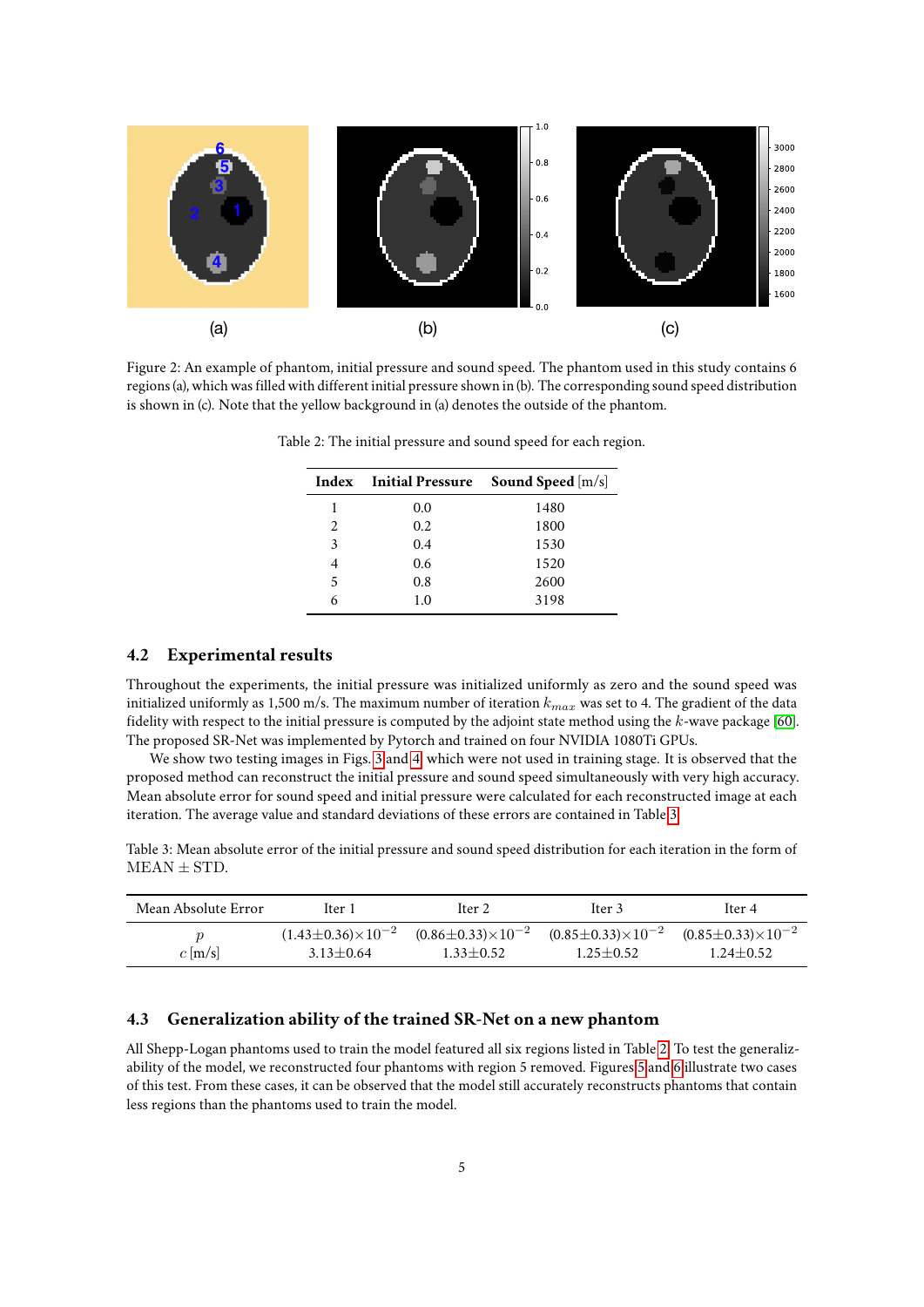(a)

(b)

(c)

1.0
0.8
0.6
0.4
0.2
0.0

3000
2800
2600
2400
2200
2000
1800
1600

6
5
3
2
1
4

Figure 2: An example of phantom, initial pressure and sound speed. The phantom used in this study contains 6 regions (a), which was filled with different initial pressure shown in (b). The corresponding sound speed distribution is shown in (c). Note that the yellow background in (a) denotes the outside of the phantom.

Table 2: The initial pressure and sound speed for each region.

| **Index** | **Initial Pressure** | **Sound Speed** [m/s] |
|---|---|---|
| 1 | 0.0 | 1480 |
| 2 | 0.2 | 1800 |
| 3 | 0.4 | 1530 |
| 4 | 0.6 | 1520 |
| 5 | 0.8 | 2600 |
| 6 | 1.0 | 3198 |

### 4.2 Experimental results

Throughout the experiments, the initial pressure was initialized uniformly as zero and the sound speed was initialized uniformly as 1,500 m/s. The maximum number of iteration $k_{max}$ was set to 4. The gradient of the data fidelity with respect to the initial pressure is computed by the adjoint state method using the $k$-wave package [60]. The proposed SR-Net was implemented by Pytorch and trained on four NVIDIA 1080Ti GPUs.

We show two testing images in Figs. 3 and 4 which were not used in training stage. It is observed that the proposed method can reconstruct the initial pressure and sound speed simultaneously with very high accuracy. Mean absolute error for sound speed and initial pressure were calculated for each reconstructed image at each iteration. The average value and standard deviations of these errors are contained in Table 3.

Table 3: Mean absolute error of the initial pressure and sound speed distribution for each iteration in the form of MEAN $\pm$ STD.

| Mean Absolute Error | Iter 1 | Iter 2 | Iter 3 | Iter 4 |
|---|---|---|---|---|
| $p$ | $(1.43\pm0.36)\times10^{-2}$ | $(0.86\pm0.33)\times10^{-2}$ | $(0.85\pm0.33)\times10^{-2}$ | $(0.85\pm0.33)\times10^{-2}$ |
| $c$ [m/s] | $3.13\pm0.64$ | $1.33\pm0.52$ | $1.25\pm0.52$ | $1.24\pm0.52$ |

### 4.3 Generalization ability of the trained SR-Net on a new phantom

All Shepp-Logan phantoms used to train the model featured all six regions listed in Table 2. To test the generalizability of the model, we reconstructed four phantoms with region 5 removed. Figures 5 and 6 illustrate two cases of this test. From these cases, it can be observed that the model still accurately reconstructs phantoms that contain less regions than the phantoms used to train the model.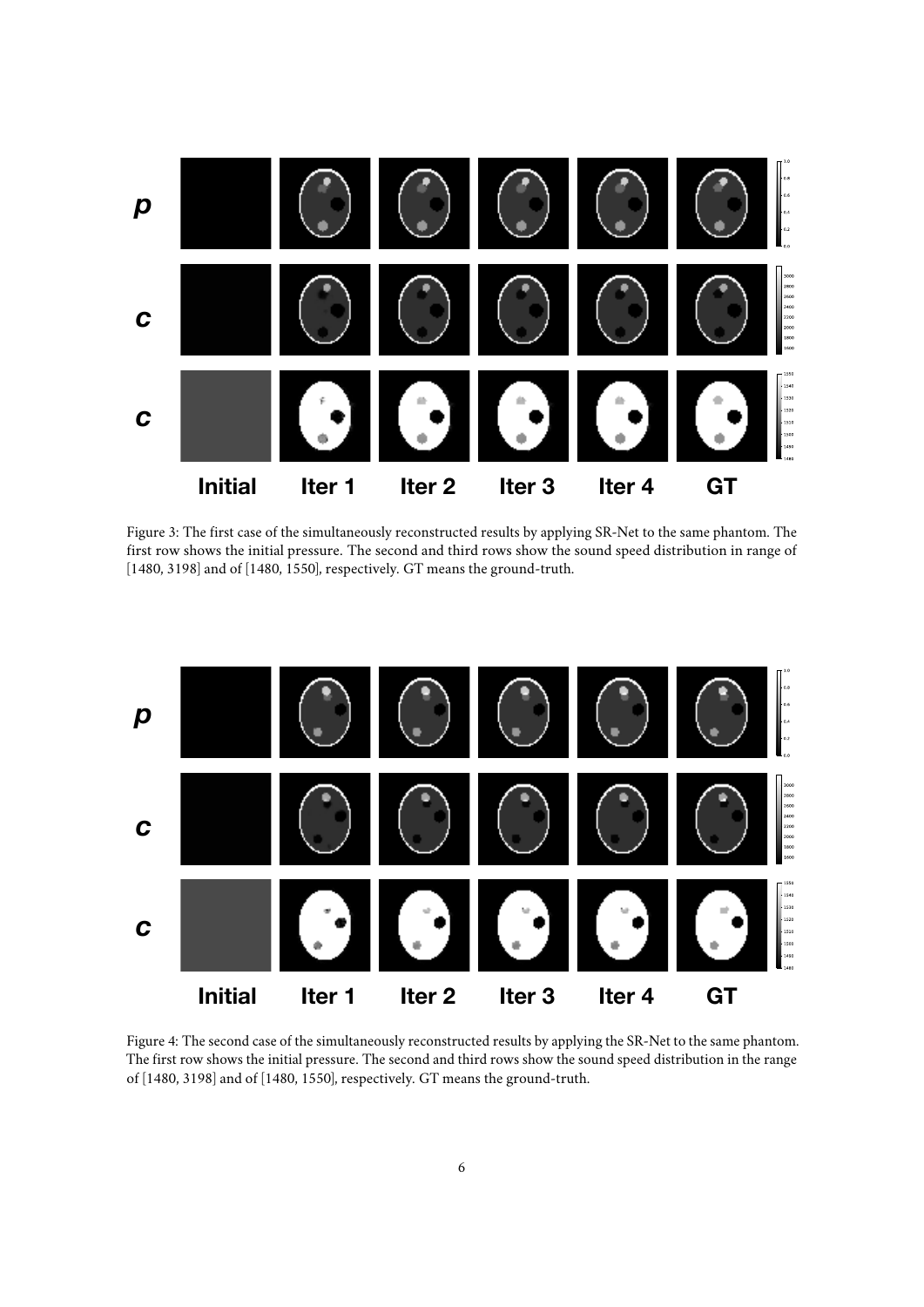*p*

*c*

*c*

Initial Iter 1 Iter 2 Iter 3 Iter 4 GT

Figure 3: The first case of the simultaneously reconstructed results by applying SR-Net to the same phantom. The first row shows the initial pressure. The second and third rows show the sound speed distribution in range of [1480, 3198] and of [1480, 1550], respectively. GT means the ground-truth.

*p*

*c*

*c*

Initial Iter 1 Iter 2 Iter 3 Iter 4 GT

Figure 4: The second case of the simultaneously reconstructed results by applying the SR-Net to the same phantom. The first row shows the initial pressure. The second and third rows show the sound speed distribution in the range of [1480, 3198] and of [1480, 1550], respectively. GT means the ground-truth.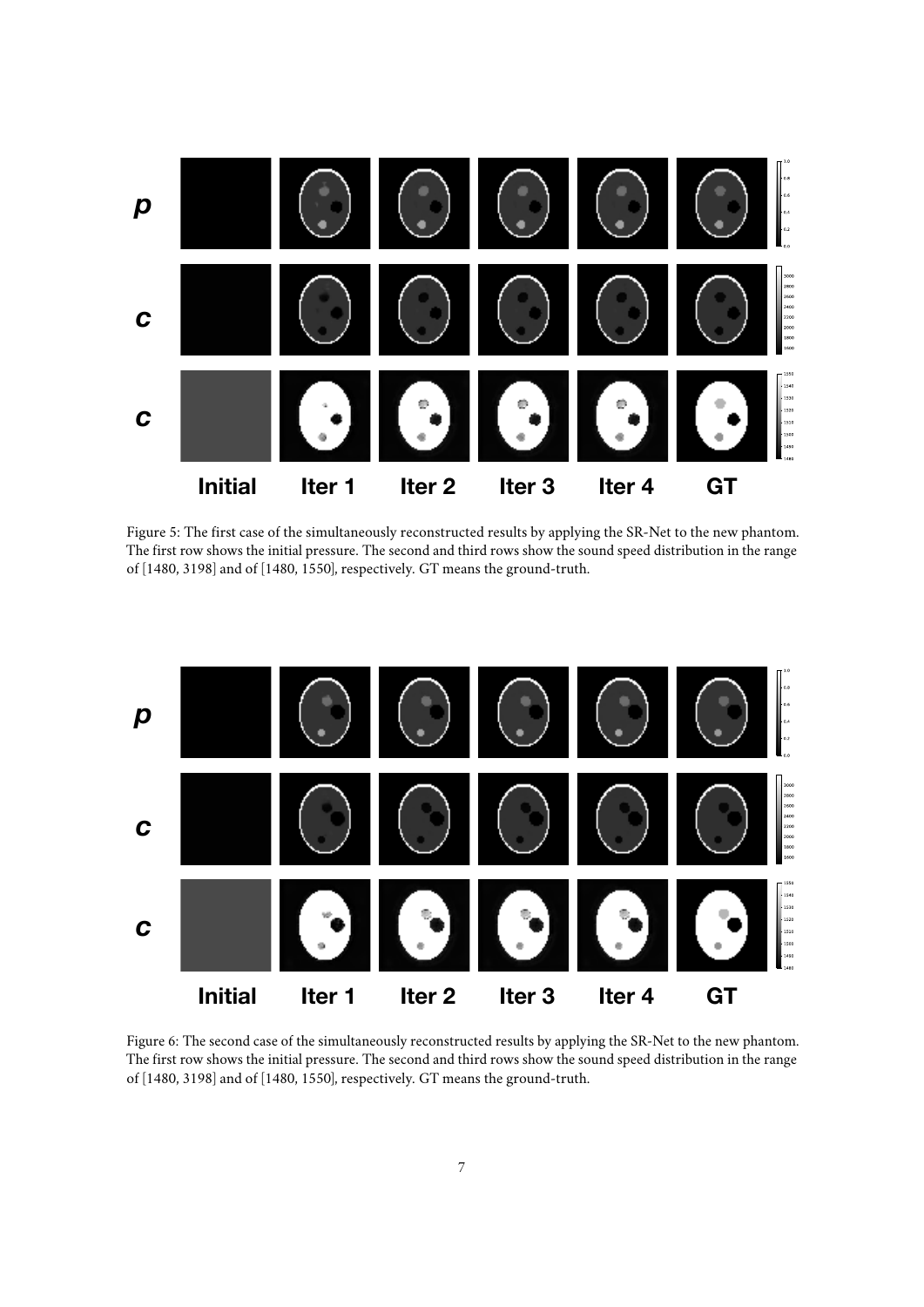*p*

*c*

*c*

Initial Iter 1 Iter 2 Iter 3 Iter 4 GT

Figure 5: The first case of the simultaneously reconstructed results by applying the SR-Net to the new phantom. The first row shows the initial pressure. The second and third rows show the sound speed distribution in the range of [1480, 3198] and of [1480, 1550], respectively. GT means the ground-truth.

*p*

*c*

*c*

Initial Iter 1 Iter 2 Iter 3 Iter 4 GT

Figure 6: The second case of the simultaneously reconstructed results by applying the SR-Net to the new phantom. The first row shows the initial pressure. The second and third rows show the sound speed distribution in the range of [1480, 3198] and of [1480, 1550], respectively. GT means the ground-truth.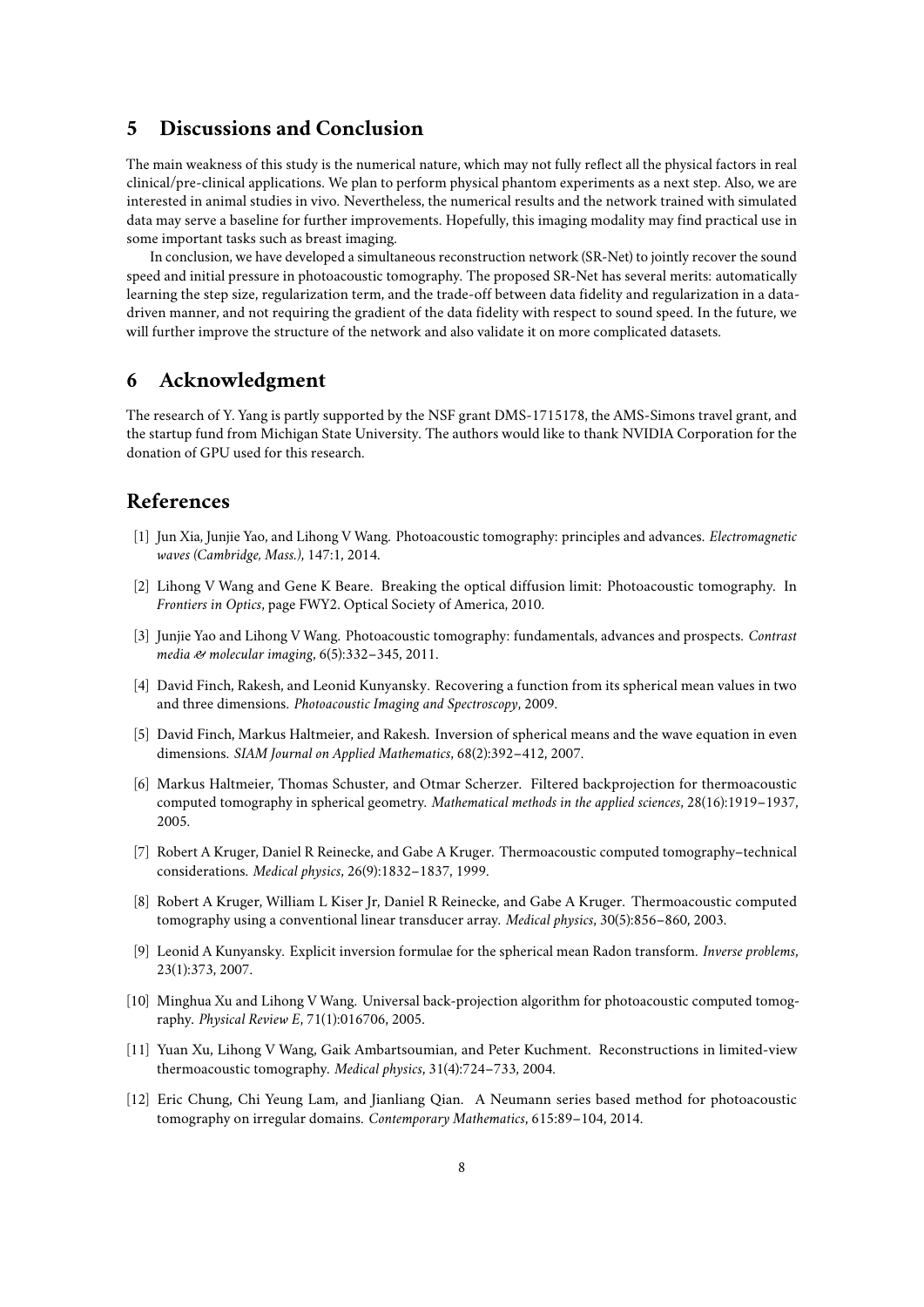## 5 Discussions and Conclusion

The main weakness of this study is the numerical nature, which may not fully reflect all the physical factors in real clinical/pre-clinical applications. We plan to perform physical phantom experiments as a next step. Also, we are interested in animal studies in vivo. Nevertheless, the numerical results and the network trained with simulated data may serve a baseline for further improvements. Hopefully, this imaging modality may find practical use in some important tasks such as breast imaging.

In conclusion, we have developed a simultaneous reconstruction network (SR-Net) to jointly recover the sound speed and initial pressure in photoacoustic tomography. The proposed SR-Net has several merits: automatically learning the step size, regularization term, and the trade-off between data fidelity and regularization in a data-driven manner, and not requiring the gradient of the data fidelity with respect to sound speed. In the future, we will further improve the structure of the network and also validate it on more complicated datasets.

## 6 Acknowledgment

The research of Y. Yang is partly supported by the NSF grant DMS-1715178, the AMS-Simons travel grant, and the startup fund from Michigan State University. The authors would like to thank NVIDIA Corporation for the donation of GPU used for this research.

## References

[1] Jun Xia, Junjie Yao, and Lihong V Wang. Photoacoustic tomography: principles and advances. *Electromagnetic waves (Cambridge, Mass.)*, 147:1, 2014.

[2] Lihong V Wang and Gene K Beare. Breaking the optical diffusion limit: Photoacoustic tomography. In *Frontiers in Optics*, page FWY2. Optical Society of America, 2010.

[3] Junjie Yao and Lihong V Wang. Photoacoustic tomography: fundamentals, advances and prospects. *Contrast media & molecular imaging*, 6(5):332–345, 2011.

[4] David Finch, Rakesh, and Leonid Kunyansky. Recovering a function from its spherical mean values in two and three dimensions. *Photoacoustic Imaging and Spectroscopy*, 2009.

[5] David Finch, Markus Haltmeier, and Rakesh. Inversion of spherical means and the wave equation in even dimensions. *SIAM Journal on Applied Mathematics*, 68(2):392–412, 2007.

[6] Markus Haltmeier, Thomas Schuster, and Otmar Scherzer. Filtered backprojection for thermoacoustic computed tomography in spherical geometry. *Mathematical methods in the applied sciences*, 28(16):1919–1937, 2005.

[7] Robert A Kruger, Daniel R Reinecke, and Gabe A Kruger. Thermoacoustic computed tomography–technical considerations. *Medical physics*, 26(9):1832–1837, 1999.

[8] Robert A Kruger, William L Kiser Jr, Daniel R Reinecke, and Gabe A Kruger. Thermoacoustic computed tomography using a conventional linear transducer array. *Medical physics*, 30(5):856–860, 2003.

[9] Leonid A Kunyansky. Explicit inversion formulae for the spherical mean Radon transform. *Inverse problems*, 23(1):373, 2007.

[10] Minghua Xu and Lihong V Wang. Universal back-projection algorithm for photoacoustic computed tomography. *Physical Review E*, 71(1):016706, 2005.

[11] Yuan Xu, Lihong V Wang, Gaik Ambartsoumian, and Peter Kuchment. Reconstructions in limited-view thermoacoustic tomography. *Medical physics*, 31(4):724–733, 2004.

[12] Eric Chung, Chi Yeung Lam, and Jianliang Qian. A Neumann series based method for photoacoustic tomography on irregular domains. *Contemporary Mathematics*, 615:89–104, 2014.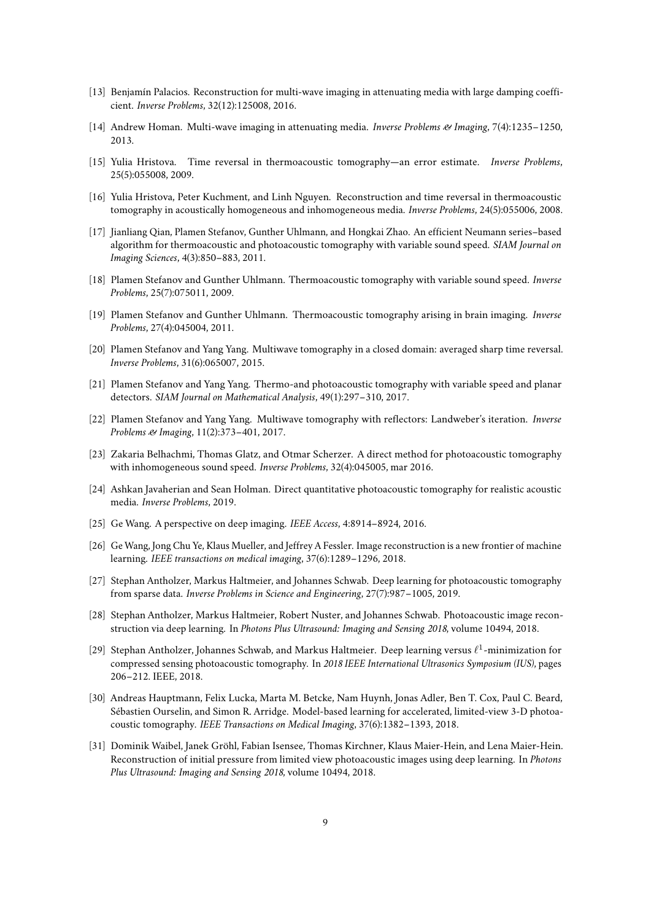[13] Benjamín Palacios. Reconstruction for multi-wave imaging in attenuating media with large damping coefficient. *Inverse Problems*, 32(12):125008, 2016.

[14] Andrew Homan. Multi-wave imaging in attenuating media. *Inverse Problems & Imaging*, 7(4):1235–1250, 2013.

[15] Yulia Hristova. Time reversal in thermoacoustic tomography—an error estimate. *Inverse Problems*, 25(5):055008, 2009.

[16] Yulia Hristova, Peter Kuchment, and Linh Nguyen. Reconstruction and time reversal in thermoacoustic tomography in acoustically homogeneous and inhomogeneous media. *Inverse Problems*, 24(5):055006, 2008.

[17] Jianliang Qian, Plamen Stefanov, Gunther Uhlmann, and Hongkai Zhao. An efficient Neumann series–based algorithm for thermoacoustic and photoacoustic tomography with variable sound speed. *SIAM Journal on Imaging Sciences*, 4(3):850–883, 2011.

[18] Plamen Stefanov and Gunther Uhlmann. Thermoacoustic tomography with variable sound speed. *Inverse Problems*, 25(7):075011, 2009.

[19] Plamen Stefanov and Gunther Uhlmann. Thermoacoustic tomography arising in brain imaging. *Inverse Problems*, 27(4):045004, 2011.

[20] Plamen Stefanov and Yang Yang. Multiwave tomography in a closed domain: averaged sharp time reversal. *Inverse Problems*, 31(6):065007, 2015.

[21] Plamen Stefanov and Yang Yang. Thermo-and photoacoustic tomography with variable speed and planar detectors. *SIAM Journal on Mathematical Analysis*, 49(1):297–310, 2017.

[22] Plamen Stefanov and Yang Yang. Multiwave tomography with reflectors: Landweber's iteration. *Inverse Problems & Imaging*, 11(2):373–401, 2017.

[23] Zakaria Belhachmi, Thomas Glatz, and Otmar Scherzer. A direct method for photoacoustic tomography with inhomogeneous sound speed. *Inverse Problems*, 32(4):045005, mar 2016.

[24] Ashkan Javaherian and Sean Holman. Direct quantitative photoacoustic tomography for realistic acoustic media. *Inverse Problems*, 2019.

[25] Ge Wang. A perspective on deep imaging. *IEEE Access*, 4:8914–8924, 2016.

[26] Ge Wang, Jong Chu Ye, Klaus Mueller, and Jeffrey A Fessler. Image reconstruction is a new frontier of machine learning. *IEEE transactions on medical imaging*, 37(6):1289–1296, 2018.

[27] Stephan Antholzer, Markus Haltmeier, and Johannes Schwab. Deep learning for photoacoustic tomography from sparse data. *Inverse Problems in Science and Engineering*, 27(7):987–1005, 2019.

[28] Stephan Antholzer, Markus Haltmeier, Robert Nuster, and Johannes Schwab. Photoacoustic image reconstruction via deep learning. In *Photons Plus Ultrasound: Imaging and Sensing 2018*, volume 10494, 2018.

[29] Stephan Antholzer, Johannes Schwab, and Markus Haltmeier. Deep learning versus $\ell^1$-minimization for compressed sensing photoacoustic tomography. In *2018 IEEE International Ultrasonics Symposium (IUS)*, pages 206–212. IEEE, 2018.

[30] Andreas Hauptmann, Felix Lucka, Marta M. Betcke, Nam Huynh, Jonas Adler, Ben T. Cox, Paul C. Beard, Sébastien Ourselin, and Simon R. Arridge. Model-based learning for accelerated, limited-view 3-D photoacoustic tomography. *IEEE Transactions on Medical Imaging*, 37(6):1382–1393, 2018.

[31] Dominik Waibel, Janek Gröhl, Fabian Isensee, Thomas Kirchner, Klaus Maier-Hein, and Lena Maier-Hein. Reconstruction of initial pressure from limited view photoacoustic images using deep learning. In *Photons Plus Ultrasound: Imaging and Sensing 2018*, volume 10494, 2018.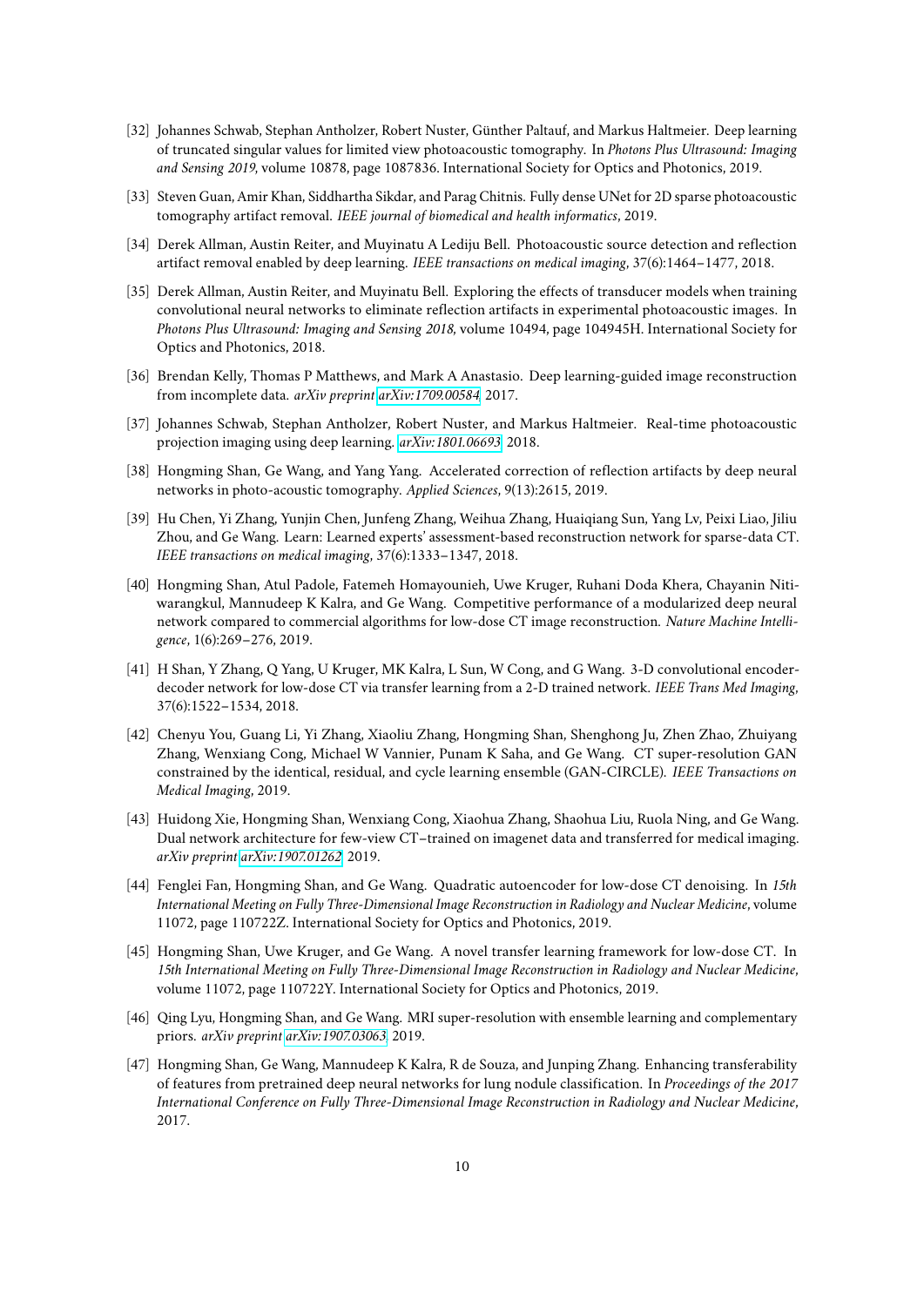[32] Johannes Schwab, Stephan Antholzer, Robert Nuster, Günther Paltauf, and Markus Haltmeier. Deep learning of truncated singular values for limited view photoacoustic tomography. In *Photons Plus Ultrasound: Imaging and Sensing 2019*, volume 10878, page 1087836. International Society for Optics and Photonics, 2019.

[33] Steven Guan, Amir Khan, Siddhartha Sikdar, and Parag Chitnis. Fully dense UNet for 2D sparse photoacoustic tomography artifact removal. *IEEE journal of biomedical and health informatics*, 2019.

[34] Derek Allman, Austin Reiter, and Muyinatu A Lediju Bell. Photoacoustic source detection and reflection artifact removal enabled by deep learning. *IEEE transactions on medical imaging*, 37(6):1464–1477, 2018.

[35] Derek Allman, Austin Reiter, and Muyinatu Bell. Exploring the effects of transducer models when training convolutional neural networks to eliminate reflection artifacts in experimental photoacoustic images. In *Photons Plus Ultrasound: Imaging and Sensing 2018*, volume 10494, page 104945H. International Society for Optics and Photonics, 2018.

[36] Brendan Kelly, Thomas P Matthews, and Mark A Anastasio. Deep learning-guided image reconstruction from incomplete data. *arXiv preprint arXiv:1709.00584*, 2017.

[37] Johannes Schwab, Stephan Antholzer, Robert Nuster, and Markus Haltmeier. Real-time photoacoustic projection imaging using deep learning. *arXiv:1801.06693*, 2018.

[38] Hongming Shan, Ge Wang, and Yang Yang. Accelerated correction of reflection artifacts by deep neural networks in photo-acoustic tomography. *Applied Sciences*, 9(13):2615, 2019.

[39] Hu Chen, Yi Zhang, Yunjin Chen, Junfeng Zhang, Weihua Zhang, Huaiqiang Sun, Yang Lv, Peixi Liao, Jiliu Zhou, and Ge Wang. Learn: Learned experts' assessment-based reconstruction network for sparse-data CT. *IEEE transactions on medical imaging*, 37(6):1333–1347, 2018.

[40] Hongming Shan, Atul Padole, Fatemeh Homayounieh, Uwe Kruger, Ruhani Doda Khera, Chayanin Nitiwarangkul, Mannudeep K Kalra, and Ge Wang. Competitive performance of a modularized deep neural network compared to commercial algorithms for low-dose CT image reconstruction. *Nature Machine Intelligence*, 1(6):269–276, 2019.

[41] H Shan, Y Zhang, Q Yang, U Kruger, MK Kalra, L Sun, W Cong, and G Wang. 3-D convolutional encoder-decoder network for low-dose CT via transfer learning from a 2-D trained network. *IEEE Trans Med Imaging*, 37(6):1522–1534, 2018.

[42] Chenyu You, Guang Li, Yi Zhang, Xiaoliu Zhang, Hongming Shan, Shenghong Ju, Zhen Zhao, Zhuiyang Zhang, Wenxiang Cong, Michael W Vannier, Punam K Saha, and Ge Wang. CT super-resolution GAN constrained by the identical, residual, and cycle learning ensemble (GAN-CIRCLE). *IEEE Transactions on Medical Imaging*, 2019.

[43] Huidong Xie, Hongming Shan, Wenxiang Cong, Xiaohua Zhang, Shaohua Liu, Ruola Ning, and Ge Wang. Dual network architecture for few-view CT–trained on imagenet data and transferred for medical imaging. *arXiv preprint arXiv:1907.01262*, 2019.

[44] Fenglei Fan, Hongming Shan, and Ge Wang. Quadratic autoencoder for low-dose CT denoising. In *15th International Meeting on Fully Three-Dimensional Image Reconstruction in Radiology and Nuclear Medicine*, volume 11072, page 110722Z. International Society for Optics and Photonics, 2019.

[45] Hongming Shan, Uwe Kruger, and Ge Wang. A novel transfer learning framework for low-dose CT. In *15th International Meeting on Fully Three-Dimensional Image Reconstruction in Radiology and Nuclear Medicine*, volume 11072, page 110722Y. International Society for Optics and Photonics, 2019.

[46] Qing Lyu, Hongming Shan, and Ge Wang. MRI super-resolution with ensemble learning and complementary priors. *arXiv preprint arXiv:1907.03063*, 2019.

[47] Hongming Shan, Ge Wang, Mannudeep K Kalra, R de Souza, and Junping Zhang. Enhancing transferability of features from pretrained deep neural networks for lung nodule classification. In *Proceedings of the 2017 International Conference on Fully Three-Dimensional Image Reconstruction in Radiology and Nuclear Medicine*, 2017.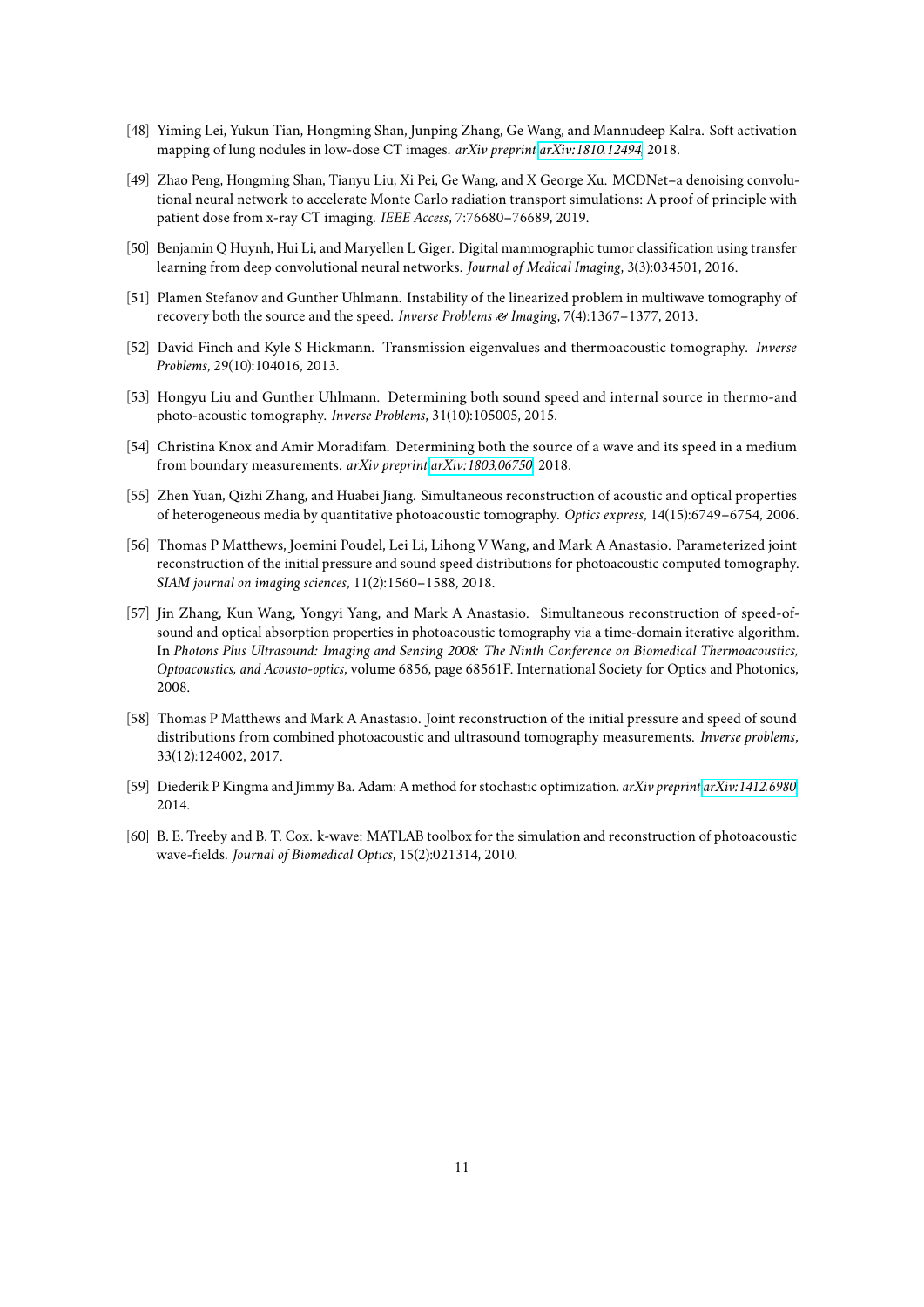[48] Yiming Lei, Yukun Tian, Hongming Shan, Junping Zhang, Ge Wang, and Mannudeep Kalra. Soft activation mapping of lung nodules in low-dose CT images. *arXiv preprint arXiv:1810.12494*, 2018.

[49] Zhao Peng, Hongming Shan, Tianyu Liu, Xi Pei, Ge Wang, and X George Xu. MCDNet–a denoising convolutional neural network to accelerate Monte Carlo radiation transport simulations: A proof of principle with patient dose from x-ray CT imaging. *IEEE Access*, 7:76680–76689, 2019.

[50] Benjamin Q Huynh, Hui Li, and Maryellen L Giger. Digital mammographic tumor classification using transfer learning from deep convolutional neural networks. *Journal of Medical Imaging*, 3(3):034501, 2016.

[51] Plamen Stefanov and Gunther Uhlmann. Instability of the linearized problem in multiwave tomography of recovery both the source and the speed. *Inverse Problems & Imaging*, 7(4):1367–1377, 2013.

[52] David Finch and Kyle S Hickmann. Transmission eigenvalues and thermoacoustic tomography. *Inverse Problems*, 29(10):104016, 2013.

[53] Hongyu Liu and Gunther Uhlmann. Determining both sound speed and internal source in thermo-and photo-acoustic tomography. *Inverse Problems*, 31(10):105005, 2015.

[54] Christina Knox and Amir Moradifam. Determining both the source of a wave and its speed in a medium from boundary measurements. *arXiv preprint arXiv:1803.06750*, 2018.

[55] Zhen Yuan, Qizhi Zhang, and Huabei Jiang. Simultaneous reconstruction of acoustic and optical properties of heterogeneous media by quantitative photoacoustic tomography. *Optics express*, 14(15):6749–6754, 2006.

[56] Thomas P Matthews, Joemini Poudel, Lei Li, Lihong V Wang, and Mark A Anastasio. Parameterized joint reconstruction of the initial pressure and sound speed distributions for photoacoustic computed tomography. *SIAM journal on imaging sciences*, 11(2):1560–1588, 2018.

[57] Jin Zhang, Kun Wang, Yongyi Yang, and Mark A Anastasio. Simultaneous reconstruction of speed-of-sound and optical absorption properties in photoacoustic tomography via a time-domain iterative algorithm. In *Photons Plus Ultrasound: Imaging and Sensing 2008: The Ninth Conference on Biomedical Thermoacoustics, Optoacoustics, and Acousto-optics*, volume 6856, page 68561F. International Society for Optics and Photonics, 2008.

[58] Thomas P Matthews and Mark A Anastasio. Joint reconstruction of the initial pressure and speed of sound distributions from combined photoacoustic and ultrasound tomography measurements. *Inverse problems*, 33(12):124002, 2017.

[59] Diederik P Kingma and Jimmy Ba. Adam: A method for stochastic optimization. *arXiv preprint arXiv:1412.6980*, 2014.

[60] B. E. Treeby and B. T. Cox. k-wave: MATLAB toolbox for the simulation and reconstruction of photoacoustic wave-fields. *Journal of Biomedical Optics*, 15(2):021314, 2010.